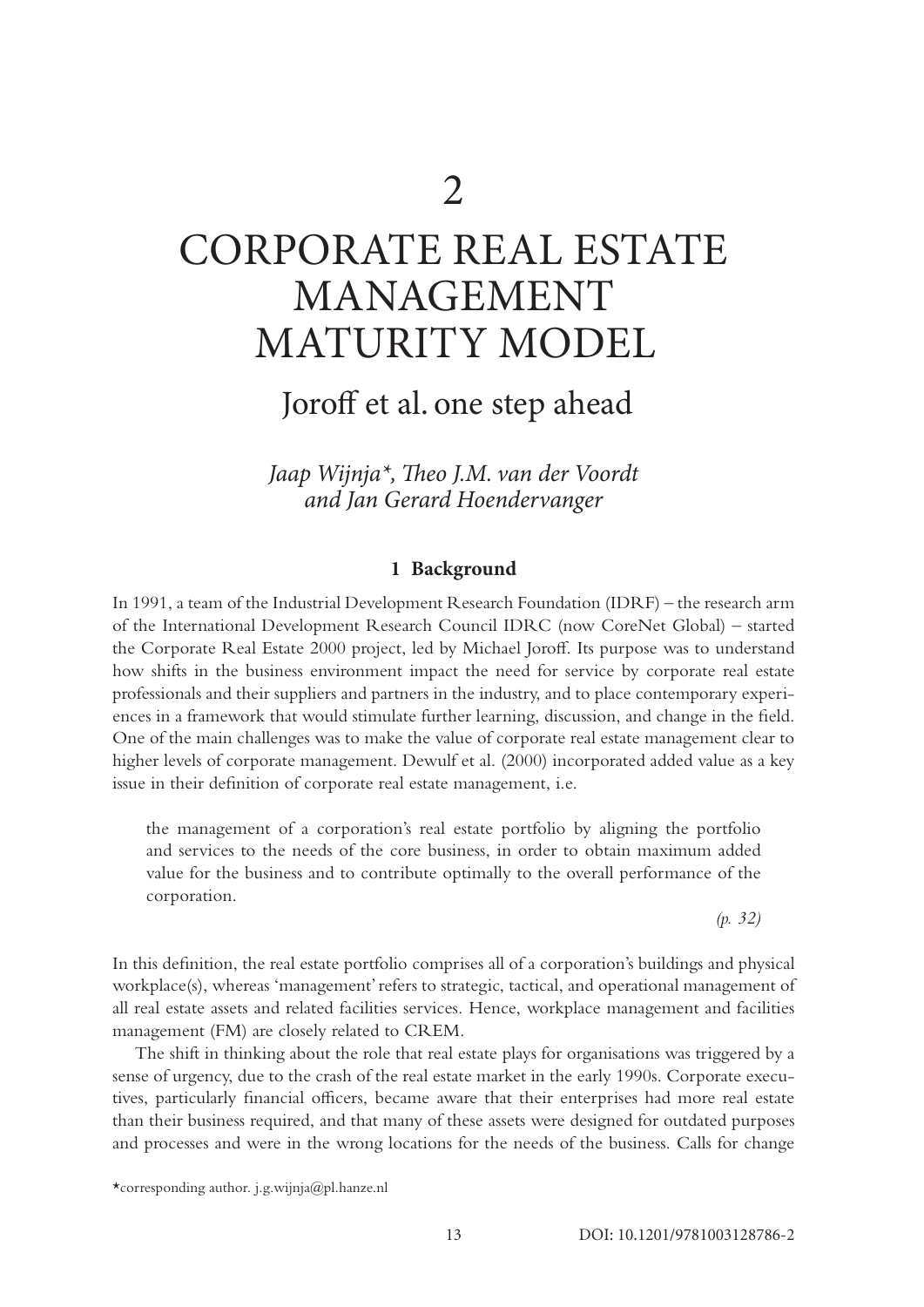# 2

# CORPORATE REAL ESTATE MANAGEMENT MATURITY MODEL

## Joroff et al. one step ahead

*Jaap Wijnja\*, Theo J.M. van der Voordt and Jan Gerard Hoendervanger*

### 1 Background

In 1991, a team of the Industrial Development Research Foundation (IDRF) – the research arm of the International Development Research Council IDRC (now CoreNet Global) – started the Corporate Real Estate 2000 project, led by Michael Joroff. Its purpose was to understand how shifts in the business environment impact the need for service by corporate real estate professionals and their suppliers and partners in the industry, and to place contemporary experiences in a framework that would stimulate further learning, discussion, and change in the field. One of the main challenges was to make the value of corporate real estate management clear to higher levels of corporate management. Dewulf et al. (2000) incorporated added value as a key issue in their definition of corporate real estate management, i.e.

> the management of a corporation's real estate portfolio by aligning the portfolio and services to the needs of the core business, in order to obtain maximum added value for the business and to contribute optimally to the overall performance of the corporation.
>
> *(p. 32)*

In this definition, the real estate portfolio comprises all of a corporation's buildings and physical workplace(s), whereas 'management' refers to strategic, tactical, and operational management of all real estate assets and related facilities services. Hence, workplace management and facilities management (FM) are closely related to CREM.

The shift in thinking about the role that real estate plays for organisations was triggered by a sense of urgency, due to the crash of the real estate market in the early 1990s. Corporate executives, particularly financial officers, became aware that their enterprises had more real estate than their business required, and that many of these assets were designed for outdated purposes and processes and were in the wrong locations for the needs of the business. Calls for change

\*corresponding author. j.g.wijnja@pl.hanze.nl

DOI: 10.1201/9781003128786-2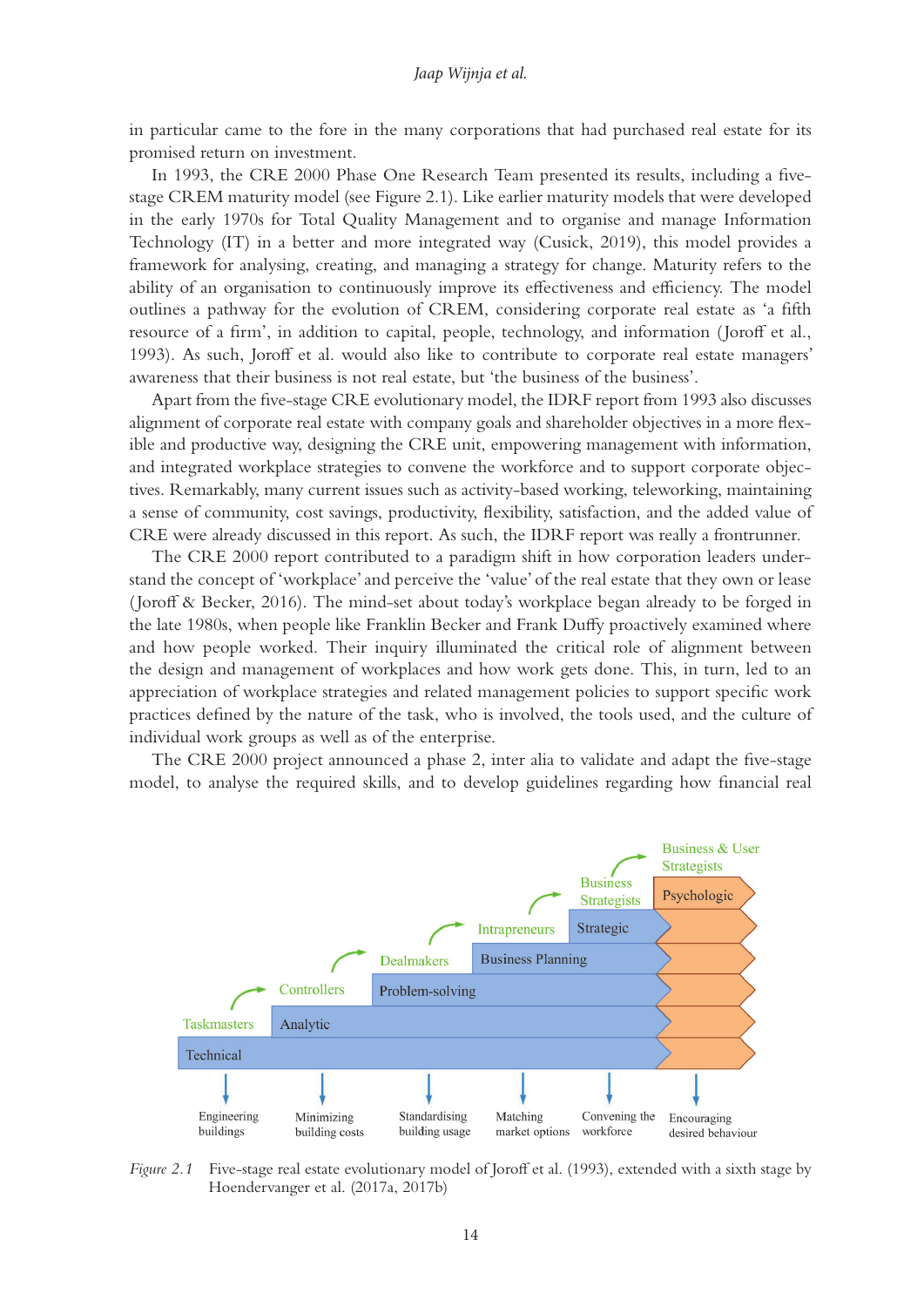in particular came to the fore in the many corporations that had purchased real estate for its promised return on investment.

In 1993, the CRE 2000 Phase One Research Team presented its results, including a five-stage CREM maturity model (see Figure 2.1). Like earlier maturity models that were developed in the early 1970s for Total Quality Management and to organise and manage Information Technology (IT) in a better and more integrated way (Cusick, 2019), this model provides a framework for analysing, creating, and managing a strategy for change. Maturity refers to the ability of an organisation to continuously improve its effectiveness and efficiency. The model outlines a pathway for the evolution of CREM, considering corporate real estate as 'a fifth resource of a firm', in addition to capital, people, technology, and information (Joroff et al., 1993). As such, Joroff et al. would also like to contribute to corporate real estate managers' awareness that their business is not real estate, but 'the business of the business'.

Apart from the five-stage CRE evolutionary model, the IDRF report from 1993 also discusses alignment of corporate real estate with company goals and shareholder objectives in a more flexible and productive way, designing the CRE unit, empowering management with information, and integrated workplace strategies to convene the workforce and to support corporate objectives. Remarkably, many current issues such as activity-based working, teleworking, maintaining a sense of community, cost savings, productivity, flexibility, satisfaction, and the added value of CRE were already discussed in this report. As such, the IDRF report was really a frontrunner.

The CRE 2000 report contributed to a paradigm shift in how corporation leaders understand the concept of 'workplace' and perceive the 'value' of the real estate that they own or lease (Joroff & Becker, 2016). The mind-set about today's workplace began already to be forged in the late 1980s, when people like Franklin Becker and Frank Duffy proactively examined where and how people worked. Their inquiry illuminated the critical role of alignment between the design and management of workplaces and how work gets done. This, in turn, led to an appreciation of workplace strategies and related management policies to support specific work practices defined by the nature of the task, who is involved, the tools used, and the culture of individual work groups as well as of the enterprise.

The CRE 2000 project announced a phase 2, inter alia to validate and adapt the five-stage model, to analyse the required skills, and to develop guidelines regarding how financial real

*Figure 2.1* Five-stage real estate evolutionary model of Joroff et al. (1993), extended with a sixth stage by Hoendervanger et al. (2017a, 2017b)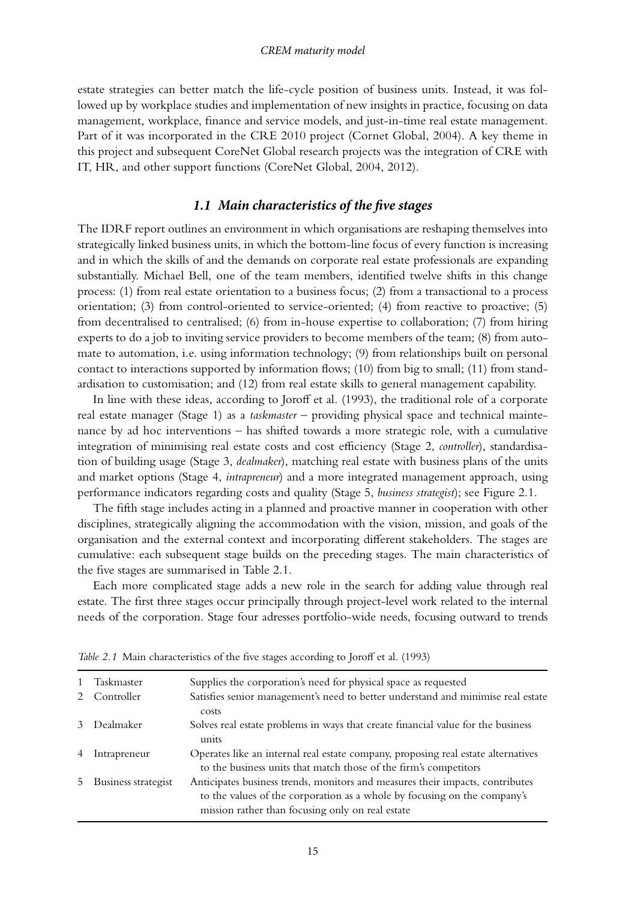estate strategies can better match the life-cycle position of business units. Instead, it was followed up by workplace studies and implementation of new insights in practice, focusing on data management, workplace, finance and service models, and just-in-time real estate management. Part of it was incorporated in the CRE 2010 project (Cornet Global, 2004). A key theme in this project and subsequent CoreNet Global research projects was the integration of CRE with IT, HR, and other support functions (CoreNet Global, 2004, 2012).

### *1.1 Main characteristics of the five stages*

The IDRF report outlines an environment in which organisations are reshaping themselves into strategically linked business units, in which the bottom-line focus of every function is increasing and in which the skills of and the demands on corporate real estate professionals are expanding substantially. Michael Bell, one of the team members, identified twelve shifts in this change process: (1) from real estate orientation to a business focus; (2) from a transactional to a process orientation; (3) from control-oriented to service-oriented; (4) from reactive to proactive; (5) from decentralised to centralised; (6) from in-house expertise to collaboration; (7) from hiring experts to do a job to inviting service providers to become members of the team; (8) from automate to automation, i.e. using information technology; (9) from relationships built on personal contact to interactions supported by information flows; (10) from big to small; (11) from standardisation to customisation; and (12) from real estate skills to general management capability.

In line with these ideas, according to Joroff et al. (1993), the traditional role of a corporate real estate manager (Stage 1) as a *taskmaster* – providing physical space and technical maintenance by ad hoc interventions – has shifted towards a more strategic role, with a cumulative integration of minimising real estate costs and cost efficiency (Stage 2, *controller*), standardisation of building usage (Stage 3, *dealmaker*), matching real estate with business plans of the units and market options (Stage 4, *intrapreneur*) and a more integrated management approach, using performance indicators regarding costs and quality (Stage 5, *business strategist*); see Figure 2.1.

The fifth stage includes acting in a planned and proactive manner in cooperation with other disciplines, strategically aligning the accommodation with the vision, mission, and goals of the organisation and the external context and incorporating different stakeholders. The stages are cumulative: each subsequent stage builds on the preceding stages. The main characteristics of the five stages are summarised in Table 2.1.

Each more complicated stage adds a new role in the search for adding value through real estate. The first three stages occur principally through project-level work related to the internal needs of the corporation. Stage four adresses portfolio-wide needs, focusing outward to trends

*Table 2.1* Main characteristics of the five stages according to Joroff et al. (1993)

| | | |
|---|---|---|
| 1 | Taskmaster | Supplies the corporation's need for physical space as requested |
| 2 | Controller | Satisfies senior management's need to better understand and minimise real estate costs |
| 3 | Dealmaker | Solves real estate problems in ways that create financial value for the business units |
| 4 | Intrapreneur | Operates like an internal real estate company, proposing real estate alternatives to the business units that match those of the firm's competitors |
| 5 | Business strategist | Anticipates business trends, monitors and measures their impacts, contributes to the values of the corporation as a whole by focusing on the company's mission rather than focusing only on real estate |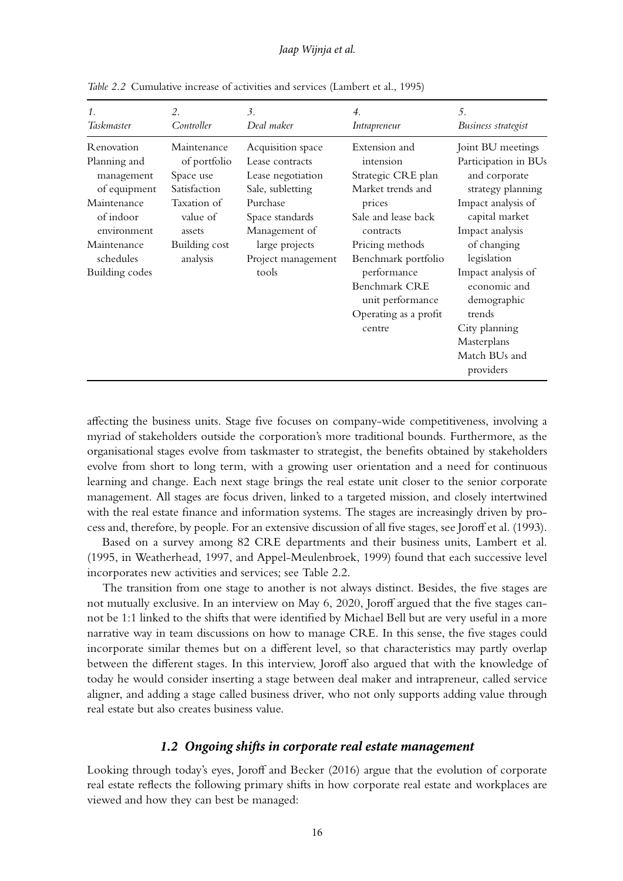*Table 2.2* Cumulative increase of activities and services (Lambert et al., 1995)

| 1. *Taskmaster* | 2. *Controller* | 3. *Deal maker* | 4. *Intrapreneur* | 5. *Business strategist* |
|---|---|---|---|---|
| Renovation | Maintenance of portfolio | Acquisition space | Extension and intension | Joint BU meetings |
| Planning and management of equipment | Space use | Lease contracts | Strategic CRE plan | Participation in BUs and corporate strategy planning |
| Maintenance of indoor environment | Satisfaction | Lease negotiation | Market trends and prices | Impact analysis of capital market |
| Maintenance schedules | Taxation of value of assets | Sale, subletting | Sale and lease back contracts | Impact analysis of changing legislation |
| Building codes | Building cost analysis | Purchase | Pricing methods | Impact analysis of economic and demographic trends |
| | | Space standards | Benchmark portfolio performance | City planning |
| | | Management of large projects | Benchmark CRE unit performance | Masterplans |
| | | Project management tools | Operating as a profit centre | Match BUs and providers |

affecting the business units. Stage five focuses on company-wide competitiveness, involving a myriad of stakeholders outside the corporation's more traditional bounds. Furthermore, as the organisational stages evolve from taskmaster to strategist, the benefits obtained by stakeholders evolve from short to long term, with a growing user orientation and a need for continuous learning and change. Each next stage brings the real estate unit closer to the senior corporate management. All stages are focus driven, linked to a targeted mission, and closely intertwined with the real estate finance and information systems. The stages are increasingly driven by process and, therefore, by people. For an extensive discussion of all five stages, see Joroff et al. (1993).

Based on a survey among 82 CRE departments and their business units, Lambert et al. (1995, in Weatherhead, 1997, and Appel-Meulenbroek, 1999) found that each successive level incorporates new activities and services; see Table 2.2.

The transition from one stage to another is not always distinct. Besides, the five stages are not mutually exclusive. In an interview on May 6, 2020, Joroff argued that the five stages cannot be 1:1 linked to the shifts that were identified by Michael Bell but are very useful in a more narrative way in team discussions on how to manage CRE. In this sense, the five stages could incorporate similar themes but on a different level, so that characteristics may partly overlap between the different stages. In this interview, Joroff also argued that with the knowledge of today he would consider inserting a stage between deal maker and intrapreneur, called service aligner, and adding a stage called business driver, who not only supports adding value through real estate but also creates business value.

### *1.2 Ongoing shifts in corporate real estate management*

Looking through today's eyes, Joroff and Becker (2016) argue that the evolution of corporate real estate reflects the following primary shifts in how corporate real estate and workplaces are viewed and how they can best be managed: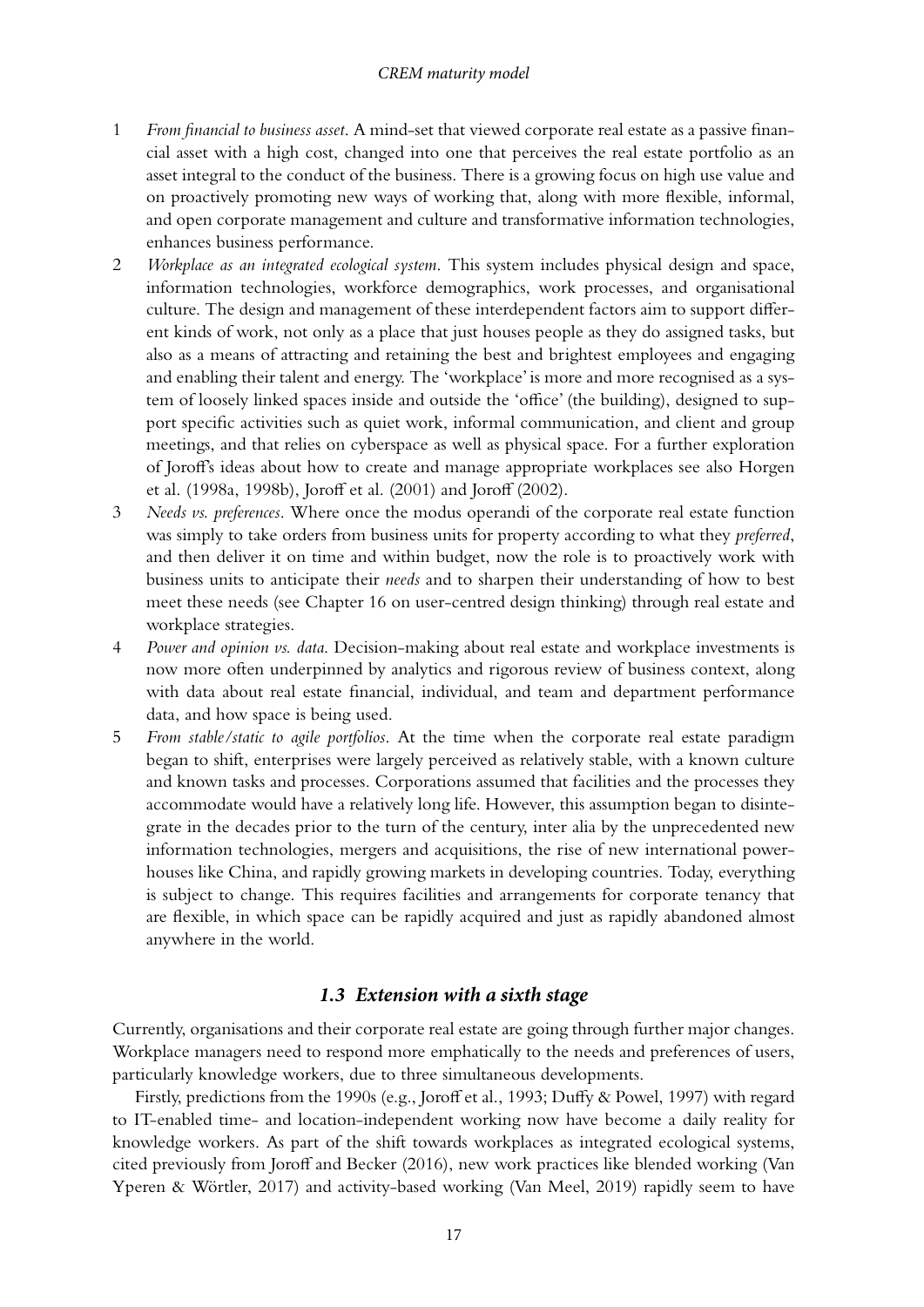1. *From financial to business asset*. A mind-set that viewed corporate real estate as a passive financial asset with a high cost, changed into one that perceives the real estate portfolio as an asset integral to the conduct of the business. There is a growing focus on high use value and on proactively promoting new ways of working that, along with more flexible, informal, and open corporate management and culture and transformative information technologies, enhances business performance.
2. *Workplace as an integrated ecological system*. This system includes physical design and space, information technologies, workforce demographics, work processes, and organisational culture. The design and management of these interdependent factors aim to support different kinds of work, not only as a place that just houses people as they do assigned tasks, but also as a means of attracting and retaining the best and brightest employees and engaging and enabling their talent and energy. The 'workplace' is more and more recognised as a system of loosely linked spaces inside and outside the 'office' (the building), designed to support specific activities such as quiet work, informal communication, and client and group meetings, and that relies on cyberspace as well as physical space. For a further exploration of Joroff's ideas about how to create and manage appropriate workplaces see also Horgen et al. (1998a, 1998b), Joroff et al. (2001) and Joroff (2002).
3. *Needs vs. preferences*. Where once the modus operandi of the corporate real estate function was simply to take orders from business units for property according to what they *preferred*, and then deliver it on time and within budget, now the role is to proactively work with business units to anticipate their *needs* and to sharpen their understanding of how to best meet these needs (see Chapter 16 on user-centred design thinking) through real estate and workplace strategies.
4. *Power and opinion vs. data*. Decision-making about real estate and workplace investments is now more often underpinned by analytics and rigorous review of business context, along with data about real estate financial, individual, and team and department performance data, and how space is being used.
5. *From stable/static to agile portfolios*. At the time when the corporate real estate paradigm began to shift, enterprises were largely perceived as relatively stable, with a known culture and known tasks and processes. Corporations assumed that facilities and the processes they accommodate would have a relatively long life. However, this assumption began to disintegrate in the decades prior to the turn of the century, inter alia by the unprecedented new information technologies, mergers and acquisitions, the rise of new international powerhouses like China, and rapidly growing markets in developing countries. Today, everything is subject to change. This requires facilities and arrangements for corporate tenancy that are flexible, in which space can be rapidly acquired and just as rapidly abandoned almost anywhere in the world.

### *1.3 Extension with a sixth stage*

Currently, organisations and their corporate real estate are going through further major changes. Workplace managers need to respond more emphatically to the needs and preferences of users, particularly knowledge workers, due to three simultaneous developments.

Firstly, predictions from the 1990s (e.g., Joroff et al., 1993; Duffy & Powel, 1997) with regard to IT-enabled time- and location-independent working now have become a daily reality for knowledge workers. As part of the shift towards workplaces as integrated ecological systems, cited previously from Joroff and Becker (2016), new work practices like blended working (Van Yperen & Wörtler, 2017) and activity-based working (Van Meel, 2019) rapidly seem to have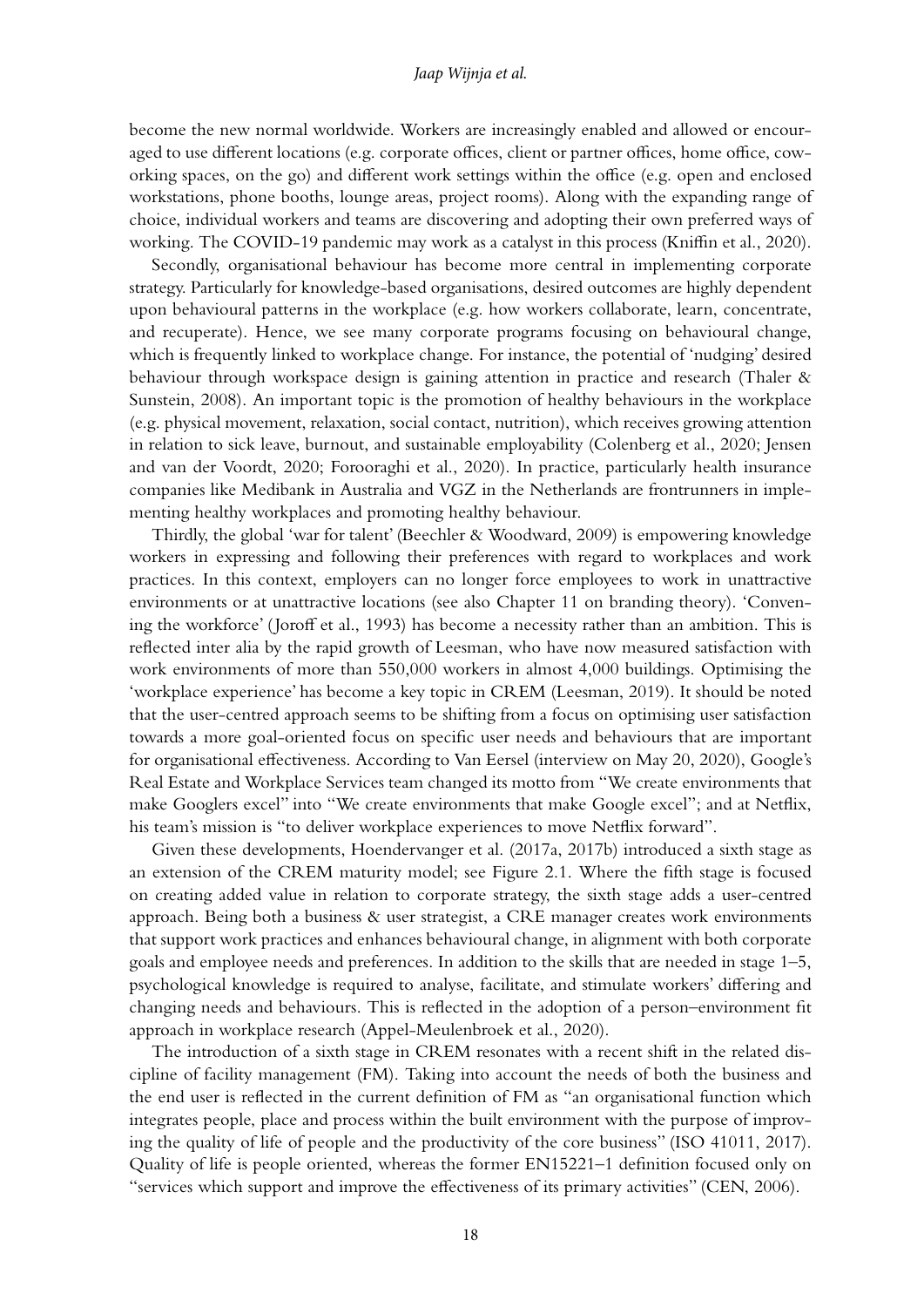become the new normal worldwide. Workers are increasingly enabled and allowed or encouraged to use different locations (e.g. corporate offices, client or partner offices, home office, coworking spaces, on the go) and different work settings within the office (e.g. open and enclosed workstations, phone booths, lounge areas, project rooms). Along with the expanding range of choice, individual workers and teams are discovering and adopting their own preferred ways of working. The COVID-19 pandemic may work as a catalyst in this process (Kniffin et al., 2020).

Secondly, organisational behaviour has become more central in implementing corporate strategy. Particularly for knowledge-based organisations, desired outcomes are highly dependent upon behavioural patterns in the workplace (e.g. how workers collaborate, learn, concentrate, and recuperate). Hence, we see many corporate programs focusing on behavioural change, which is frequently linked to workplace change. For instance, the potential of 'nudging' desired behaviour through workspace design is gaining attention in practice and research (Thaler & Sunstein, 2008). An important topic is the promotion of healthy behaviours in the workplace (e.g. physical movement, relaxation, social contact, nutrition), which receives growing attention in relation to sick leave, burnout, and sustainable employability (Colenberg et al., 2020; Jensen and van der Voordt, 2020; Forooraghi et al., 2020). In practice, particularly health insurance companies like Medibank in Australia and VGZ in the Netherlands are frontrunners in implementing healthy workplaces and promoting healthy behaviour.

Thirdly, the global 'war for talent' (Beechler & Woodward, 2009) is empowering knowledge workers in expressing and following their preferences with regard to workplaces and work practices. In this context, employers can no longer force employees to work in unattractive environments or at unattractive locations (see also Chapter 11 on branding theory). 'Convening the workforce' (Joroff et al., 1993) has become a necessity rather than an ambition. This is reflected inter alia by the rapid growth of Leesman, who have now measured satisfaction with work environments of more than 550,000 workers in almost 4,000 buildings. Optimising the 'workplace experience' has become a key topic in CREM (Leesman, 2019). It should be noted that the user-centred approach seems to be shifting from a focus on optimising user satisfaction towards a more goal-oriented focus on specific user needs and behaviours that are important for organisational effectiveness. According to Van Eersel (interview on May 20, 2020), Google's Real Estate and Workplace Services team changed its motto from "We create environments that make Googlers excel" into "We create environments that make Google excel"; and at Netflix, his team's mission is "to deliver workplace experiences to move Netflix forward".

Given these developments, Hoendervanger et al. (2017a, 2017b) introduced a sixth stage as an extension of the CREM maturity model; see Figure 2.1. Where the fifth stage is focused on creating added value in relation to corporate strategy, the sixth stage adds a user-centred approach. Being both a business & user strategist, a CRE manager creates work environments that support work practices and enhances behavioural change, in alignment with both corporate goals and employee needs and preferences. In addition to the skills that are needed in stage 1–5, psychological knowledge is required to analyse, facilitate, and stimulate workers' differing and changing needs and behaviours. This is reflected in the adoption of a person–environment fit approach in workplace research (Appel-Meulenbroek et al., 2020).

The introduction of a sixth stage in CREM resonates with a recent shift in the related discipline of facility management (FM). Taking into account the needs of both the business and the end user is reflected in the current definition of FM as "an organisational function which integrates people, place and process within the built environment with the purpose of improving the quality of life of people and the productivity of the core business" (ISO 41011, 2017). Quality of life is people oriented, whereas the former EN15221–1 definition focused only on "services which support and improve the effectiveness of its primary activities" (CEN, 2006).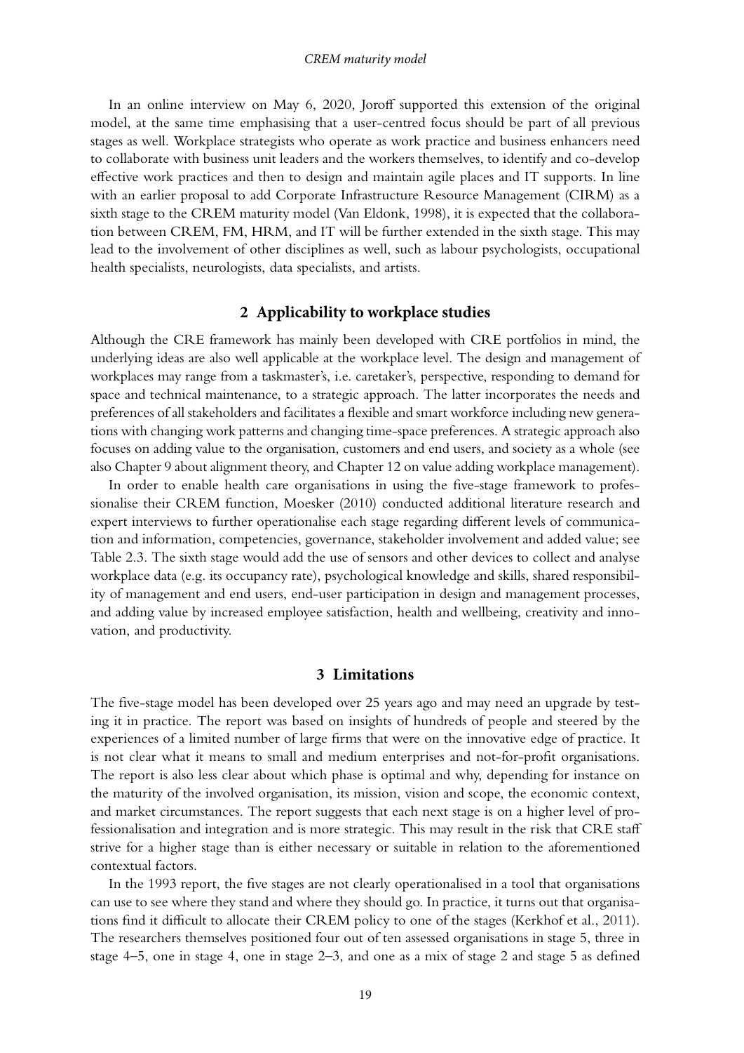In an online interview on May 6, 2020, Joroff supported this extension of the original model, at the same time emphasising that a user-centred focus should be part of all previous stages as well. Workplace strategists who operate as work practice and business enhancers need to collaborate with business unit leaders and the workers themselves, to identify and co-develop effective work practices and then to design and maintain agile places and IT supports. In line with an earlier proposal to add Corporate Infrastructure Resource Management (CIRM) as a sixth stage to the CREM maturity model (Van Eldonk, 1998), it is expected that the collaboration between CREM, FM, HRM, and IT will be further extended in the sixth stage. This may lead to the involvement of other disciplines as well, such as labour psychologists, occupational health specialists, neurologists, data specialists, and artists.

## 2 Applicability to workplace studies

Although the CRE framework has mainly been developed with CRE portfolios in mind, the underlying ideas are also well applicable at the workplace level. The design and management of workplaces may range from a taskmaster's, i.e. caretaker's, perspective, responding to demand for space and technical maintenance, to a strategic approach. The latter incorporates the needs and preferences of all stakeholders and facilitates a flexible and smart workforce including new generations with changing work patterns and changing time-space preferences. A strategic approach also focuses on adding value to the organisation, customers and end users, and society as a whole (see also Chapter 9 about alignment theory, and Chapter 12 on value adding workplace management).

In order to enable health care organisations in using the five-stage framework to professionalise their CREM function, Moesker (2010) conducted additional literature research and expert interviews to further operationalise each stage regarding different levels of communication and information, competencies, governance, stakeholder involvement and added value; see Table 2.3. The sixth stage would add the use of sensors and other devices to collect and analyse workplace data (e.g. its occupancy rate), psychological knowledge and skills, shared responsibility of management and end users, end-user participation in design and management processes, and adding value by increased employee satisfaction, health and wellbeing, creativity and innovation, and productivity.

## 3 Limitations

The five-stage model has been developed over 25 years ago and may need an upgrade by testing it in practice. The report was based on insights of hundreds of people and steered by the experiences of a limited number of large firms that were on the innovative edge of practice. It is not clear what it means to small and medium enterprises and not-for-profit organisations. The report is also less clear about which phase is optimal and why, depending for instance on the maturity of the involved organisation, its mission, vision and scope, the economic context, and market circumstances. The report suggests that each next stage is on a higher level of professionalisation and integration and is more strategic. This may result in the risk that CRE staff strive for a higher stage than is either necessary or suitable in relation to the aforementioned contextual factors.

In the 1993 report, the five stages are not clearly operationalised in a tool that organisations can use to see where they stand and where they should go. In practice, it turns out that organisations find it difficult to allocate their CREM policy to one of the stages (Kerkhof et al., 2011). The researchers themselves positioned four out of ten assessed organisations in stage 5, three in stage 4–5, one in stage 4, one in stage 2–3, and one as a mix of stage 2 and stage 5 as defined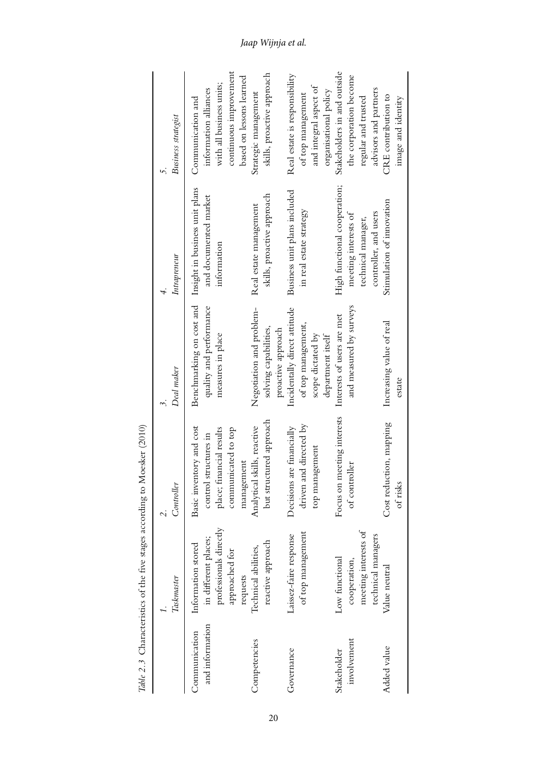*Table 2.3* Characteristics of the five stages according to Moesker (2010)

| | *1. Taskmaster* | *2. Controller* | *3. Deal maker* | *4. Intrapreneur* | *5. Business strategist* |
|---|---|---|---|---|---|
| Communication and information | Information stored in different places; professionals directly approached for requests | Basic inventory and cost control structures in place; financial results communicated to top management | Benchmarking on cost and quality and performance measures in place | Insight in business unit plans and documented market information | Communication and information alliances with all business units; continuous improvement based on lessons learned |
| Competencies | Technical abilities, reactive approach | Analytical skills, reactive but structured approach | Negotiation and problem-solving capabilities, proactive approach | Real estate management skills, proactive approach | Strategic management skills, proactive approach |
| Governance | Laissez-faire response of top management | Decisions are financially driven and directed by top management | Incidentally direct attitude of top management, scope dictated by department itself | Business unit plans included in real estate strategy | Real estate is responsibility of top management and integral aspect of organisational policy |
| Stakeholder involvement | Low functional cooperation, meeting interests of technical managers | Focus on meeting interests of controller | Interests of users are met and measured by surveys | High functional cooperation; meeting interests of technical manager, controller, and users | Stakeholders in and outside the corporation become regular and trusted advisors and partners |
| Added value | Value neutral | Cost reduction, mapping of risks | Increasing value of real estate | Stimulation of innovation | CRE contribution to image and identity |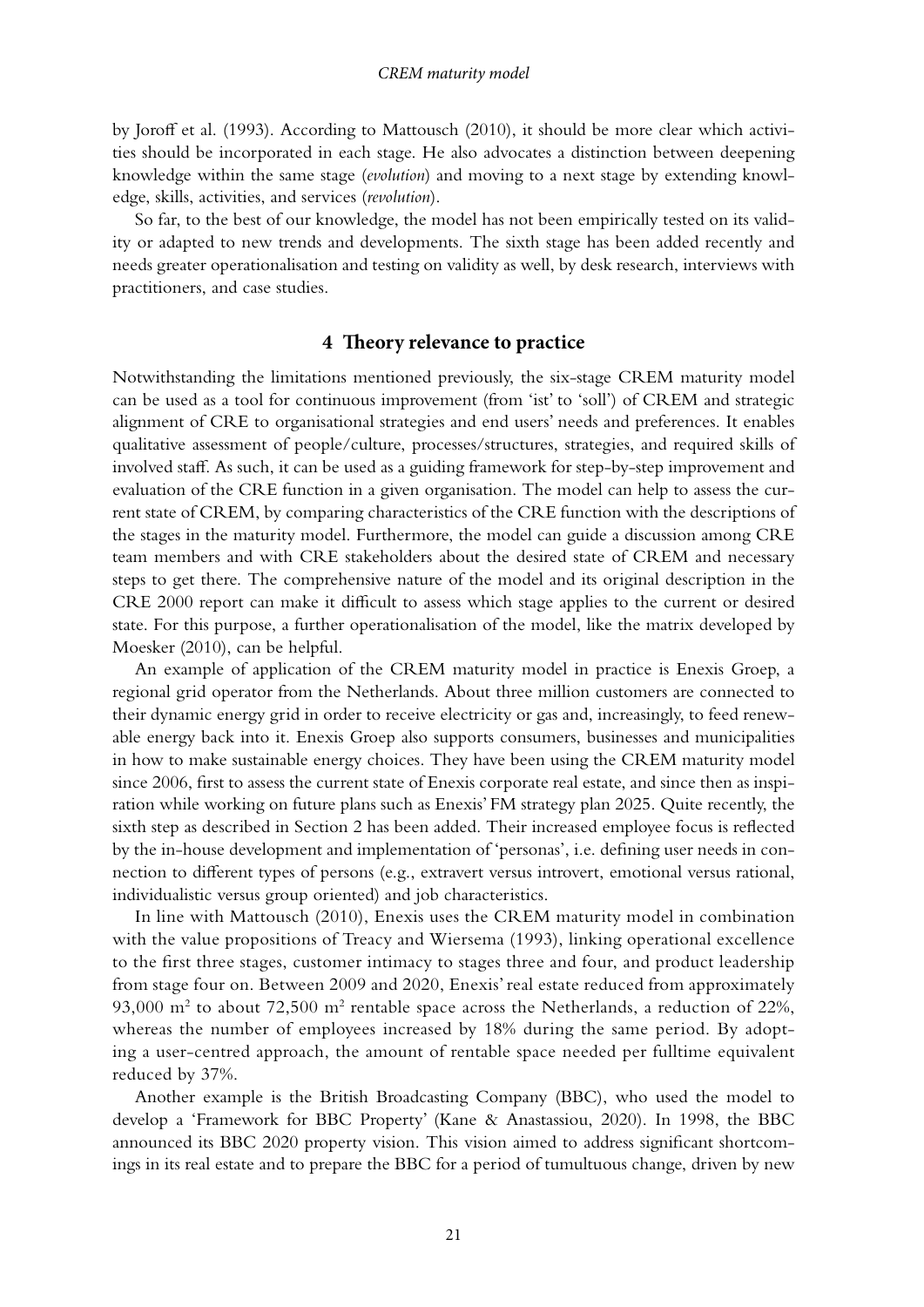by Joroff et al. (1993). According to Mattousch (2010), it should be more clear which activities should be incorporated in each stage. He also advocates a distinction between deepening knowledge within the same stage (*evolution*) and moving to a next stage by extending knowledge, skills, activities, and services (*revolution*).

So far, to the best of our knowledge, the model has not been empirically tested on its validity or adapted to new trends and developments. The sixth stage has been added recently and needs greater operationalisation and testing on validity as well, by desk research, interviews with practitioners, and case studies.

## 4 Theory relevance to practice

Notwithstanding the limitations mentioned previously, the six-stage CREM maturity model can be used as a tool for continuous improvement (from 'ist' to 'soll') of CREM and strategic alignment of CRE to organisational strategies and end users' needs and preferences. It enables qualitative assessment of people/culture, processes/structures, strategies, and required skills of involved staff. As such, it can be used as a guiding framework for step-by-step improvement and evaluation of the CRE function in a given organisation. The model can help to assess the current state of CREM, by comparing characteristics of the CRE function with the descriptions of the stages in the maturity model. Furthermore, the model can guide a discussion among CRE team members and with CRE stakeholders about the desired state of CREM and necessary steps to get there. The comprehensive nature of the model and its original description in the CRE 2000 report can make it difficult to assess which stage applies to the current or desired state. For this purpose, a further operationalisation of the model, like the matrix developed by Moesker (2010), can be helpful.

An example of application of the CREM maturity model in practice is Enexis Groep, a regional grid operator from the Netherlands. About three million customers are connected to their dynamic energy grid in order to receive electricity or gas and, increasingly, to feed renewable energy back into it. Enexis Groep also supports consumers, businesses and municipalities in how to make sustainable energy choices. They have been using the CREM maturity model since 2006, first to assess the current state of Enexis corporate real estate, and since then as inspiration while working on future plans such as Enexis' FM strategy plan 2025. Quite recently, the sixth step as described in Section 2 has been added. Their increased employee focus is reflected by the in-house development and implementation of 'personas', i.e. defining user needs in connection to different types of persons (e.g., extravert versus introvert, emotional versus rational, individualistic versus group oriented) and job characteristics.

In line with Mattousch (2010), Enexis uses the CREM maturity model in combination with the value propositions of Treacy and Wiersema (1993), linking operational excellence to the first three stages, customer intimacy to stages three and four, and product leadership from stage four on. Between 2009 and 2020, Enexis' real estate reduced from approximately 93,000 m$^2$ to about 72,500 m$^2$ rentable space across the Netherlands, a reduction of 22%, whereas the number of employees increased by 18% during the same period. By adopting a user-centred approach, the amount of rentable space needed per fulltime equivalent reduced by 37%.

Another example is the British Broadcasting Company (BBC), who used the model to develop a 'Framework for BBC Property' (Kane & Anastassiou, 2020). In 1998, the BBC announced its BBC 2020 property vision. This vision aimed to address significant shortcomings in its real estate and to prepare the BBC for a period of tumultuous change, driven by new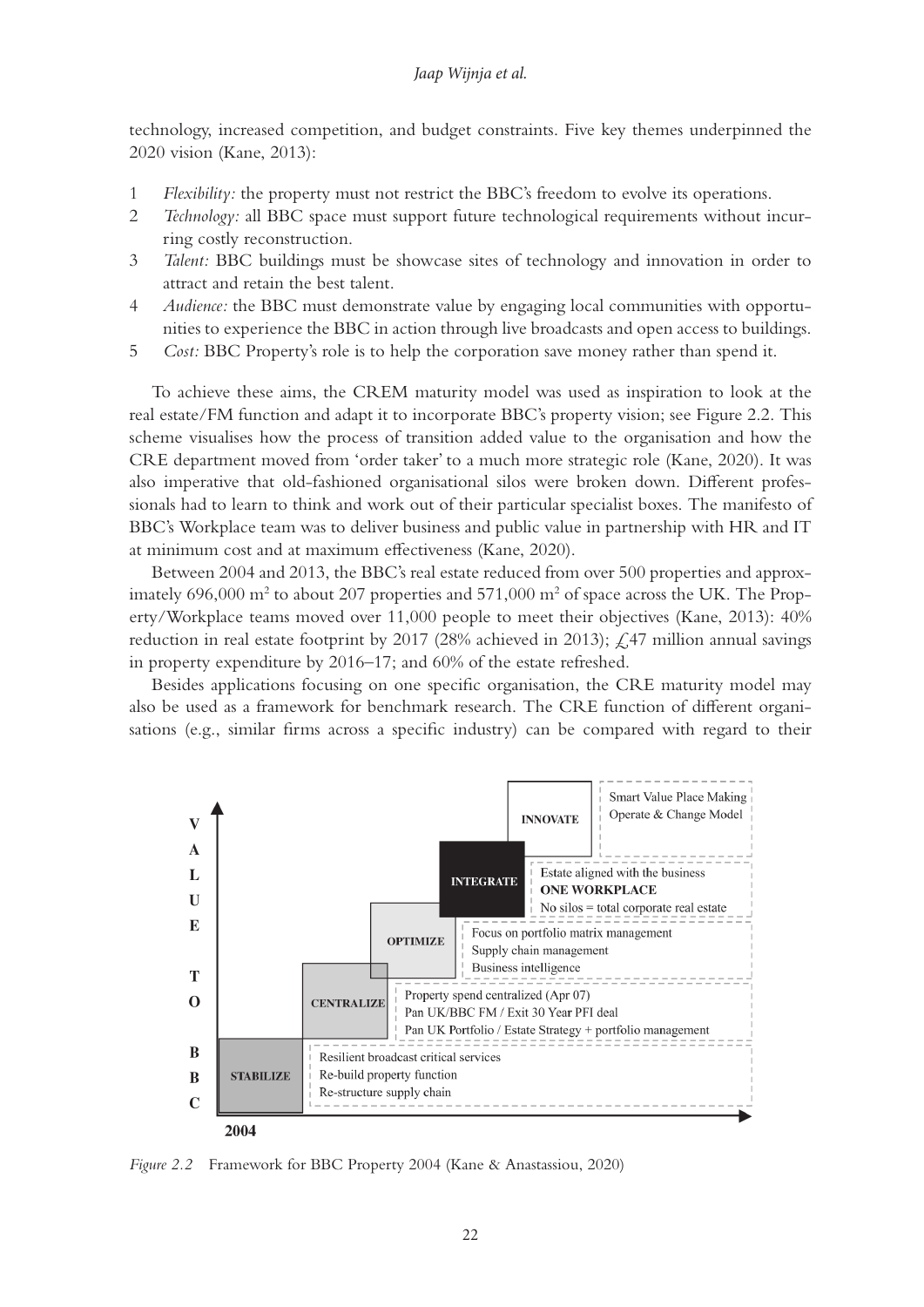technology, increased competition, and budget constraints. Five key themes underpinned the 2020 vision (Kane, 2013):

1. *Flexibility:* the property must not restrict the BBC's freedom to evolve its operations.
2. *Technology:* all BBC space must support future technological requirements without incurring costly reconstruction.
3. *Talent:* BBC buildings must be showcase sites of technology and innovation in order to attract and retain the best talent.
4. *Audience:* the BBC must demonstrate value by engaging local communities with opportunities to experience the BBC in action through live broadcasts and open access to buildings.
5. *Cost:* BBC Property's role is to help the corporation save money rather than spend it.

To achieve these aims, the CREM maturity model was used as inspiration to look at the real estate/FM function and adapt it to incorporate BBC's property vision; see Figure 2.2. This scheme visualises how the process of transition added value to the organisation and how the CRE department moved from 'order taker' to a much more strategic role (Kane, 2020). It was also imperative that old-fashioned organisational silos were broken down. Different professionals had to learn to think and work out of their particular specialist boxes. The manifesto of BBC's Workplace team was to deliver business and public value in partnership with HR and IT at minimum cost and at maximum effectiveness (Kane, 2020).

Between 2004 and 2013, the BBC's real estate reduced from over 500 properties and approximately 696,000 m² to about 207 properties and 571,000 m² of space across the UK. The Property/Workplace teams moved over 11,000 people to meet their objectives (Kane, 2013): 40% reduction in real estate footprint by 2017 (28% achieved in 2013); £47 million annual savings in property expenditure by 2016–17; and 60% of the estate refreshed.

Besides applications focusing on one specific organisation, the CRE maturity model may also be used as a framework for benchmark research. The CRE function of different organisations (e.g., similar firms across a specific industry) can be compared with regard to their

*Figure 2.2* Framework for BBC Property 2004 (Kane & Anastassiou, 2020)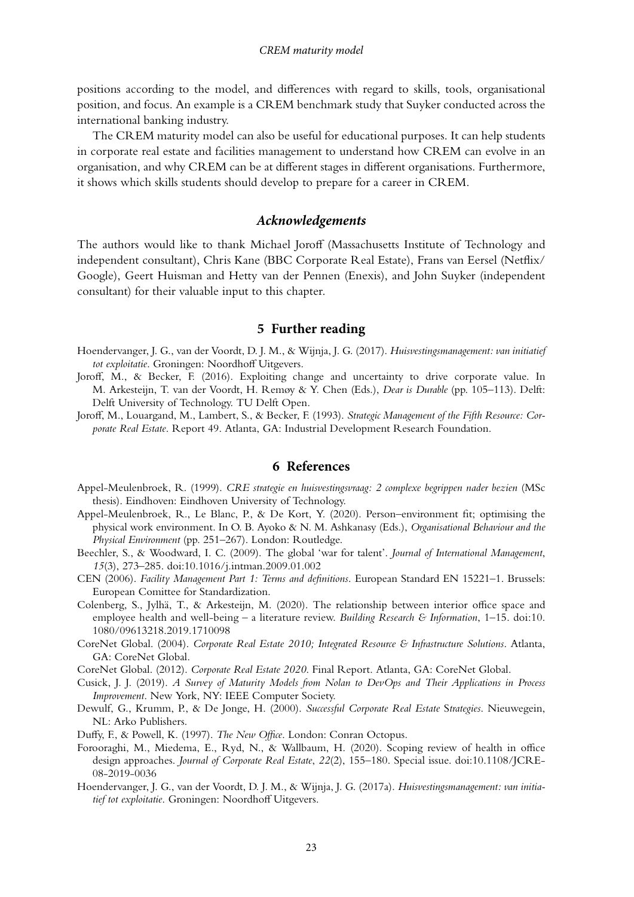positions according to the model, and differences with regard to skills, tools, organisational position, and focus. An example is a CREM benchmark study that Suyker conducted across the international banking industry.

The CREM maturity model can also be useful for educational purposes. It can help students in corporate real estate and facilities management to understand how CREM can evolve in an organisation, and why CREM can be at different stages in different organisations. Furthermore, it shows which skills students should develop to prepare for a career in CREM.

### *Acknowledgements*

The authors would like to thank Michael Joroff (Massachusetts Institute of Technology and independent consultant), Chris Kane (BBC Corporate Real Estate), Frans van Eersel (Netflix/Google), Geert Huisman and Hetty van der Pennen (Enexis), and John Suyker (independent consultant) for their valuable input to this chapter.

## 5 Further reading

Hoendervanger, J. G., van der Voordt, D. J. M., & Wijnja, J. G. (2017). *Huisvestingsmanagement: van initiatief tot exploitatie*. Groningen: Noordhoff Uitgevers.

Joroff, M., & Becker, F. (2016). Exploiting change and uncertainty to drive corporate value. In M. Arkesteijn, T. van der Voordt, H. Remøy & Y. Chen (Eds.), *Dear is Durable* (pp. 105–113). Delft: Delft University of Technology. TU Delft Open.

Joroff, M., Louargand, M., Lambert, S., & Becker, F. (1993). *Strategic Management of the Fifth Resource: Corporate Real Estate*. Report 49. Atlanta, GA: Industrial Development Research Foundation.

## 6 References

Appel-Meulenbroek, R. (1999). *CRE strategie en huisvestingsvraag: 2 complexe begrippen nader bezien* (MSc thesis). Eindhoven: Eindhoven University of Technology.

Appel-Meulenbroek, R., Le Blanc, P., & De Kort, Y. (2020). Person–environment fit; optimising the physical work environment. In O. B. Ayoko & N. M. Ashkanasy (Eds.), *Organisational Behaviour and the Physical Environment* (pp. 251–267). London: Routledge.

Beechler, S., & Woodward, I. C. (2009). The global 'war for talent'. *Journal of International Management*, *15*(3), 273–285. doi:10.1016/j.intman.2009.01.002

CEN (2006). *Facility Management Part 1: Terms and definitions*. European Standard EN 15221–1. Brussels: European Comittee for Standardization.

Colenberg, S., Jylhä, T., & Arkesteijn, M. (2020). The relationship between interior office space and employee health and well-being – a literature review. *Building Research & Information*, 1–15. doi:10.1080/09613218.2019.1710098

CoreNet Global. (2004). *Corporate Real Estate 2010; Integrated Resource & Infrastructure Solutions*. Atlanta, GA: CoreNet Global.

CoreNet Global. (2012). *Corporate Real Estate 2020*. Final Report. Atlanta, GA: CoreNet Global.

Cusick, J. J. (2019). *A Survey of Maturity Models from Nolan to DevOps and Their Applications in Process Improvement*. New York, NY: IEEE Computer Society.

Dewulf, G., Krumm, P., & De Jonge, H. (2000). *Successful Corporate Real Estate Strategies*. Nieuwegein, NL: Arko Publishers.

Duffy, F., & Powell, K. (1997). *The New Office*. London: Conran Octopus.

Forooraghi, M., Miedema, E., Ryd, N., & Wallbaum, H. (2020). Scoping review of health in office design approaches. *Journal of Corporate Real Estate*, *22*(2), 155–180. Special issue. doi:10.1108/JCRE-08-2019-0036

Hoendervanger, J. G., van der Voordt, D. J. M., & Wijnja, J. G. (2017a). *Huisvestingsmanagement: van initiatief tot exploitatie*. Groningen: Noordhoff Uitgevers.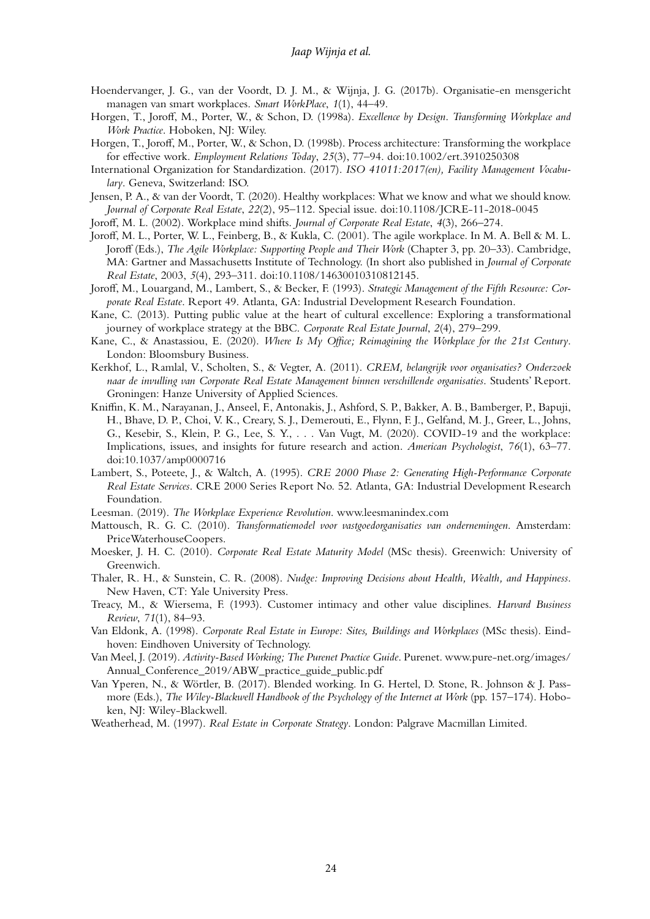Hoendervanger, J. G., van der Voordt, D. J. M., & Wijnja, J. G. (2017b). Organisatie-en mensgericht managen van smart workplaces. *Smart WorkPlace*, *1*(1), 44–49.

Horgen, T., Joroff, M., Porter, W., & Schon, D. (1998a). *Excellence by Design. Transforming Workplace and Work Practice*. Hoboken, NJ: Wiley.

Horgen, T., Joroff, M., Porter, W., & Schon, D. (1998b). Process architecture: Transforming the workplace for effective work. *Employment Relations Today*, *25*(3), 77–94. doi:10.1002/ert.3910250308

International Organization for Standardization. (2017). *ISO 41011:2017(en), Facility Management Vocabulary*. Geneva, Switzerland: ISO.

Jensen, P. A., & van der Voordt, T. (2020). Healthy workplaces: What we know and what we should know. *Journal of Corporate Real Estate*, *22*(2), 95–112. Special issue. doi:10.1108/JCRE-11-2018-0045

Joroff, M. L. (2002). Workplace mind shifts. *Journal of Corporate Real Estate*, *4*(3), 266–274.

Joroff, M. L., Porter, W. L., Feinberg, B., & Kukla, C. (2001). The agile workplace. In M. A. Bell & M. L. Joroff (Eds.), *The Agile Workplace: Supporting People and Their Work* (Chapter 3, pp. 20–33). Cambridge, MA: Gartner and Massachusetts Institute of Technology. (In short also published in *Journal of Corporate Real Estate*, 2003, *5*(4), 293–311. doi:10.1108/14630010310812145.

Joroff, M., Louargand, M., Lambert, S., & Becker, F. (1993). *Strategic Management of the Fifth Resource: Corporate Real Estate*. Report 49. Atlanta, GA: Industrial Development Research Foundation.

Kane, C. (2013). Putting public value at the heart of cultural excellence: Exploring a transformational journey of workplace strategy at the BBC. *Corporate Real Estate Journal*, *2*(4), 279–299.

Kane, C., & Anastassiou, E. (2020). *Where Is My Office; Reimagining the Workplace for the 21st Century*. London: Bloomsbury Business.

Kerkhof, L., Ramlal, V., Scholten, S., & Vegter, A. (2011). *CREM, belangrijk voor organisaties? Onderzoek naar de invulling van Corporate Real Estate Management binnen verschillende organisaties*. Students' Report. Groningen: Hanze University of Applied Sciences.

Kniffin, K. M., Narayanan, J., Anseel, F., Antonakis, J., Ashford, S. P., Bakker, A. B., Bamberger, P., Bapuji, H., Bhave, D. P., Choi, V. K., Creary, S. J., Demerouti, E., Flynn, F. J., Gelfand, M. J., Greer, L., Johns, G., Kesebir, S., Klein, P. G., Lee, S. Y., . . . Van Vugt, M. (2020). COVID-19 and the workplace: Implications, issues, and insights for future research and action. *American Psychologist*, *76*(1), 63–77. doi:10.1037/amp0000716

Lambert, S., Poteete, J., & Waltch, A. (1995). *CRE 2000 Phase 2: Generating High-Performance Corporate Real Estate Services*. CRE 2000 Series Report No. 52. Atlanta, GA: Industrial Development Research Foundation.

Leesman. (2019). *The Workplace Experience Revolution*. www.leesmanindex.com

Mattousch, R. G. C. (2010). *Transformatiemodel voor vastgoedorganisaties van ondernemingen*. Amsterdam: PriceWaterhouseCoopers.

Moesker, J. H. C. (2010). *Corporate Real Estate Maturity Model* (MSc thesis). Greenwich: University of Greenwich.

Thaler, R. H., & Sunstein, C. R. (2008). *Nudge: Improving Decisions about Health, Wealth, and Happiness*. New Haven, CT: Yale University Press.

Treacy, M., & Wiersema, F. (1993). Customer intimacy and other value disciplines. *Harvard Business Review*, *71*(1), 84–93.

Van Eldonk, A. (1998). *Corporate Real Estate in Europe: Sites, Buildings and Workplaces* (MSc thesis). Eindhoven: Eindhoven University of Technology.

Van Meel, J. (2019). *Activity-Based Working; The Purenet Practice Guide*. Purenet. www.pure-net.org/images/Annual_Conference_2019/ABW_practice_guide_public.pdf

Van Yperen, N., & Wörtler, B. (2017). Blended working. In G. Hertel, D. Stone, R. Johnson & J. Passmore (Eds.), *The Wiley-Blackwell Handbook of the Psychology of the Internet at Work* (pp. 157–174). Hoboken, NJ: Wiley-Blackwell.

Weatherhead, M. (1997). *Real Estate in Corporate Strategy*. London: Palgrave Macmillan Limited.